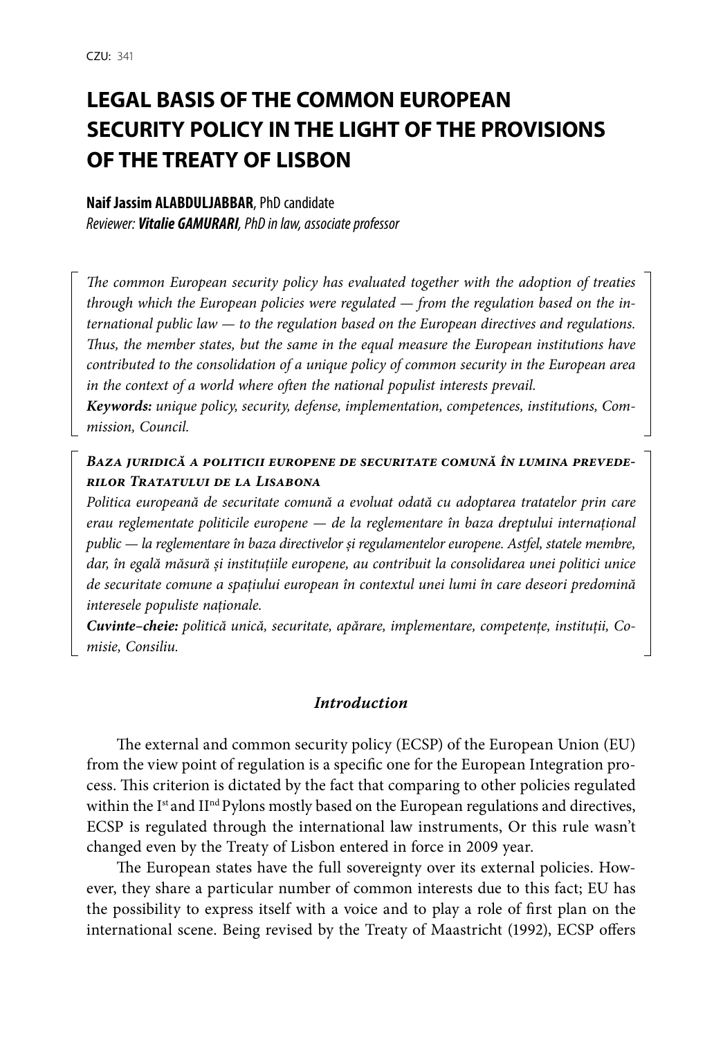CZU: 341

# LEGAL BASIS OF THE COMMON EUROPEAN SECURITY POLICY IN THE LIGHT OF THE PROVISIONS OF THE TREATY OF LISBON

**Naif Jassim ALABDULJABBAR**, PhD candidate

*Reviewer: **Vitalie GAMURARI**, PhD in law, associate professor*

*The common European security policy has evaluated together with the adoption of treaties through which the European policies were regulated — from the regulation based on the international public law — to the regulation based on the European directives and regulations. Thus, the member states, but the same in the equal measure the European institutions have contributed to the consolidation of a unique policy of common security in the European area in the context of a world where often the national populist interests prevail.*

***Keywords:** unique policy, security, defense, implementation, competences, institutions, Commission, Council.*

***Baza juridică a politicii europene de securitate comună în lumina prevederilor Tratatului de la Lisabona***

*Politica europeană de securitate comună a evoluat odată cu adoptarea tratatelor prin care erau reglementate politicile europene — de la reglementare în baza dreptului internațional public — la reglementare în baza directivelor și regulamentelor europene. Astfel, statele membre, dar, în egală măsură și instituțiile europene, au contribuit la consolidarea unei politici unice de securitate comune a spațiului european în contextul unei lumi în care deseori predomină interesele populiste naționale.*

***Cuvinte-cheie:** politică unică, securitate, apărare, implementare, competențe, instituții, Comisie, Consiliu.*

## *Introduction*

The external and common security policy (ECSP) of the European Union (EU) from the view point of regulation is a specific one for the European Integration process. This criterion is dictated by the fact that comparing to other policies regulated within the Ist and IInd Pylons mostly based on the European regulations and directives, ECSP is regulated through the international law instruments, Or this rule wasn't changed even by the Treaty of Lisbon entered in force in 2009 year.

The European states have the full sovereignty over its external policies. However, they share a particular number of common interests due to this fact; EU has the possibility to express itself with a voice and to play a role of first plan on the international scene. Being revised by the Treaty of Maastricht (1992), ECSP offers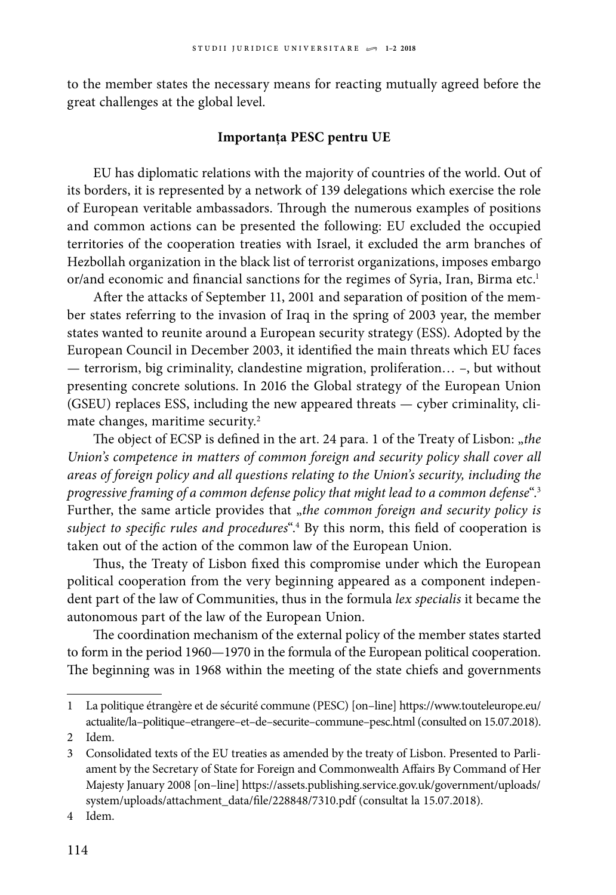to the member states the necessary means for reacting mutually agreed before the great challenges at the global level.

**Importanța PESC pentru UE**

EU has diplomatic relations with the majority of countries of the world. Out of its borders, it is represented by a network of 139 delegations which exercise the role of European veritable ambassadors. Through the numerous examples of positions and common actions can be presented the following: EU excluded the occupied territories of the cooperation treaties with Israel, it excluded the arm branches of Hezbollah organization in the black list of terrorist organizations, imposes embargo or/and economic and financial sanctions for the regimes of Syria, Iran, Birma etc.[1]

After the attacks of September 11, 2001 and separation of position of the member states referring to the invasion of Iraq in the spring of 2003 year, the member states wanted to reunite around a European security strategy (ESS). Adopted by the European Council in December 2003, it identified the main threats which EU faces — terrorism, big criminality, clandestine migration, proliferation… –, but without presenting concrete solutions. In 2016 the Global strategy of the European Union (GSEU) replaces ESS, including the new appeared threats — cyber criminality, climate changes, maritime security.[2]

The object of ECSP is defined in the art. 24 para. 1 of the Treaty of Lisbon: „*the Union's competence in matters of common foreign and security policy shall cover all areas of foreign policy and all questions relating to the Union's security, including the progressive framing of a common defense policy that might lead to a common defense*".[3] Further, the same article provides that „*the common foreign and security policy is subject to specific rules and procedures*".[4] By this norm, this field of cooperation is taken out of the action of the common law of the European Union.

Thus, the Treaty of Lisbon fixed this compromise under which the European political cooperation from the very beginning appeared as a component independent part of the law of Communities, thus in the formula *lex specialis* it became the autonomous part of the law of the European Union.

The coordination mechanism of the external policy of the member states started to form in the period 1960—1970 in the formula of the European political cooperation. The beginning was in 1968 within the meeting of the state chiefs and governments

---

1 La politique étrangère et de sécurité commune (PESC) [on–line] https://www.touteleurope.eu/actualite/la–politique–etrangere–et–de–securite–commune–pesc.html (consulted on 15.07.2018).

2 Idem.

3 Consolidated texts of the EU treaties as amended by the treaty of Lisbon. Presented to Parliament by the Secretary of State for Foreign and Commonwealth Affairs By Command of Her Majesty January 2008 [on–line] https://assets.publishing.service.gov.uk/government/uploads/system/uploads/attachment_data/file/228848/7310.pdf (consultat la 15.07.2018).

4 Idem.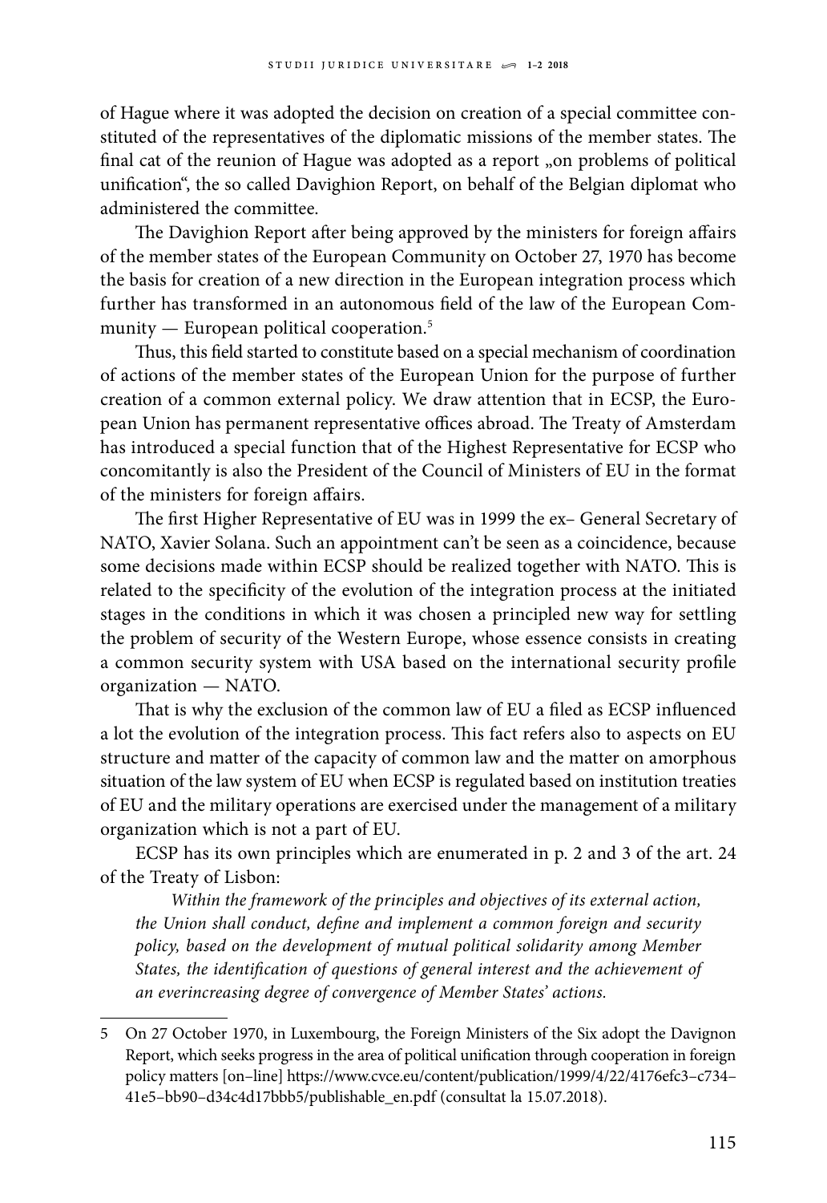of Hague where it was adopted the decision on creation of a special committee constituted of the representatives of the diplomatic missions of the member states. The final cat of the reunion of Hague was adopted as a report „on problems of political unification", the so called Davighion Report, on behalf of the Belgian diplomat who administered the committee.

The Davighion Report after being approved by the ministers for foreign affairs of the member states of the European Community on October 27, 1970 has become the basis for creation of a new direction in the European integration process which further has transformed in an autonomous field of the law of the European Community — European political cooperation.[5]

Thus, this field started to constitute based on a special mechanism of coordination of actions of the member states of the European Union for the purpose of further creation of a common external policy. We draw attention that in ECSP, the European Union has permanent representative offices abroad. The Treaty of Amsterdam has introduced a special function that of the Highest Representative for ECSP who concomitantly is also the President of the Council of Ministers of EU in the format of the ministers for foreign affairs.

The first Higher Representative of EU was in 1999 the ex– General Secretary of NATO, Xavier Solana. Such an appointment can't be seen as a coincidence, because some decisions made within ECSP should be realized together with NATO. This is related to the specificity of the evolution of the integration process at the initiated stages in the conditions in which it was chosen a principled new way for settling the problem of security of the Western Europe, whose essence consists in creating a common security system with USA based on the international security profile organization — NATO.

That is why the exclusion of the common law of EU a filed as ECSP influenced a lot the evolution of the integration process. This fact refers also to aspects on EU structure and matter of the capacity of common law and the matter on amorphous situation of the law system of EU when ECSP is regulated based on institution treaties of EU and the military operations are exercised under the management of a military organization which is not a part of EU.

ECSP has its own principles which are enumerated in p. 2 and 3 of the art. 24 of the Treaty of Lisbon:

> *Within the framework of the principles and objectives of its external action, the Union shall conduct, define and implement a common foreign and security policy, based on the development of mutual political solidarity among Member States, the identification of questions of general interest and the achievement of an everincreasing degree of convergence of Member States' actions.*

---

5 On 27 October 1970, in Luxembourg, the Foreign Ministers of the Six adopt the Davignon Report, which seeks progress in the area of political unification through cooperation in foreign policy matters [on–line] https://www.cvce.eu/content/publication/1999/4/22/4176efc3–c734–41e5–bb90–d34c4d17bbb5/publishable_en.pdf (consultat la 15.07.2018).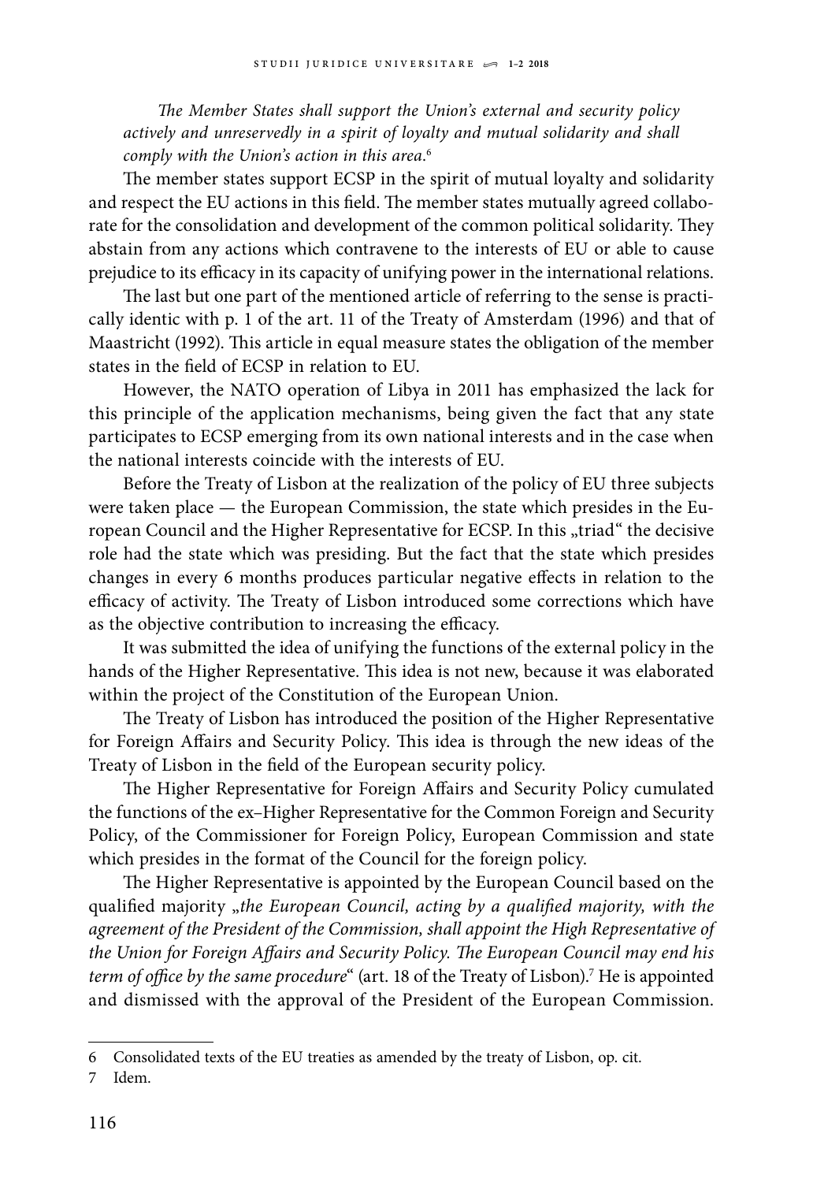*The Member States shall support the Union's external and security policy actively and unreservedly in a spirit of loyalty and mutual solidarity and shall comply with the Union's action in this area.*[6]

The member states support ECSP in the spirit of mutual loyalty and solidarity and respect the EU actions in this field. The member states mutually agreed collaborate for the consolidation and development of the common political solidarity. They abstain from any actions which contravene to the interests of EU or able to cause prejudice to its efficacy in its capacity of unifying power in the international relations.

The last but one part of the mentioned article of referring to the sense is practically identic with p. 1 of the art. 11 of the Treaty of Amsterdam (1996) and that of Maastricht (1992). This article in equal measure states the obligation of the member states in the field of ECSP in relation to EU.

However, the NATO operation of Libya in 2011 has emphasized the lack for this principle of the application mechanisms, being given the fact that any state participates to ECSP emerging from its own national interests and in the case when the national interests coincide with the interests of EU.

Before the Treaty of Lisbon at the realization of the policy of EU three subjects were taken place — the European Commission, the state which presides in the European Council and the Higher Representative for ECSP. In this „triad" the decisive role had the state which was presiding. But the fact that the state which presides changes in every 6 months produces particular negative effects in relation to the efficacy of activity. The Treaty of Lisbon introduced some corrections which have as the objective contribution to increasing the efficacy.

It was submitted the idea of unifying the functions of the external policy in the hands of the Higher Representative. This idea is not new, because it was elaborated within the project of the Constitution of the European Union.

The Treaty of Lisbon has introduced the position of the Higher Representative for Foreign Affairs and Security Policy. This idea is through the new ideas of the Treaty of Lisbon in the field of the European security policy.

The Higher Representative for Foreign Affairs and Security Policy cumulated the functions of the ex–Higher Representative for the Common Foreign and Security Policy, of the Commissioner for Foreign Policy, European Commission and state which presides in the format of the Council for the foreign policy.

The Higher Representative is appointed by the European Council based on the qualified majority „*the European Council, acting by a qualified majority, with the agreement of the President of the Commission, shall appoint the High Representative of the Union for Foreign Affairs and Security Policy. The European Council may end his term of office by the same procedure*" (art. 18 of the Treaty of Lisbon).[7] He is appointed and dismissed with the approval of the President of the European Commission.

---

6 Consolidated texts of the EU treaties as amended by the treaty of Lisbon, op. cit.

7 Idem.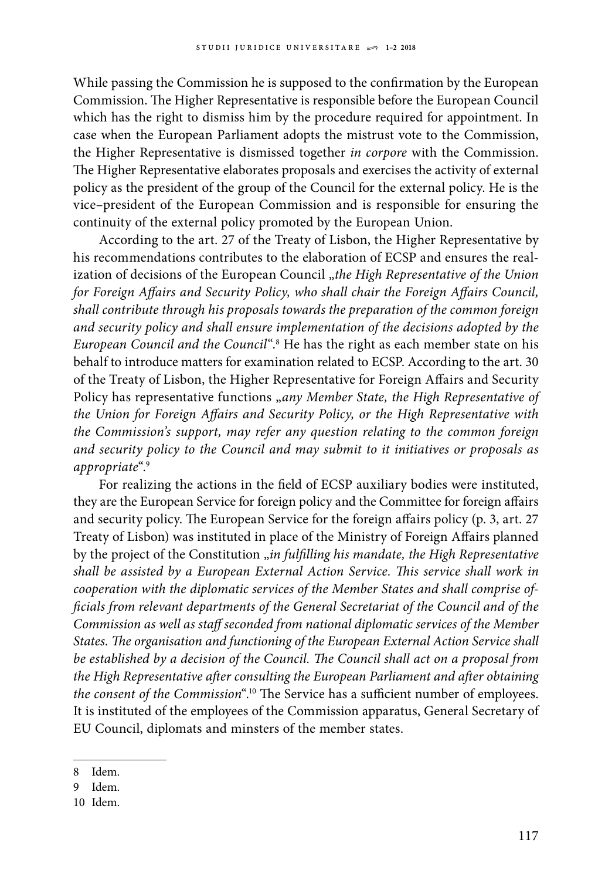While passing the Commission he is supposed to the confirmation by the European Commission. The Higher Representative is responsible before the European Council which has the right to dismiss him by the procedure required for appointment. In case when the European Parliament adopts the mistrust vote to the Commission, the Higher Representative is dismissed together *in corpore* with the Commission. The Higher Representative elaborates proposals and exercises the activity of external policy as the president of the group of the Council for the external policy. He is the vice–president of the European Commission and is responsible for ensuring the continuity of the external policy promoted by the European Union.

According to the art. 27 of the Treaty of Lisbon, the Higher Representative by his recommendations contributes to the elaboration of ECSP and ensures the realization of decisions of the European Council „*the High Representative of the Union for Foreign Affairs and Security Policy, who shall chair the Foreign Affairs Council, shall contribute through his proposals towards the preparation of the common foreign and security policy and shall ensure implementation of the decisions adopted by the European Council and the Council*".[8] He has the right as each member state on his behalf to introduce matters for examination related to ECSP. According to the art. 30 of the Treaty of Lisbon, the Higher Representative for Foreign Affairs and Security Policy has representative functions „*any Member State, the High Representative of the Union for Foreign Affairs and Security Policy, or the High Representative with the Commission's support, may refer any question relating to the common foreign and security policy to the Council and may submit to it initiatives or proposals as appropriate*".[9]

For realizing the actions in the field of ECSP auxiliary bodies were instituted, they are the European Service for foreign policy and the Committee for foreign affairs and security policy. The European Service for the foreign affairs policy (p. 3, art. 27 Treaty of Lisbon) was instituted in place of the Ministry of Foreign Affairs planned by the project of the Constitution „*in fulfilling his mandate, the High Representative shall be assisted by a European External Action Service. This service shall work in cooperation with the diplomatic services of the Member States and shall comprise officials from relevant departments of the General Secretariat of the Council and of the Commission as well as staff seconded from national diplomatic services of the Member States. The organisation and functioning of the European External Action Service shall be established by a decision of the Council. The Council shall act on a proposal from the High Representative after consulting the European Parliament and after obtaining the consent of the Commission*".[10] The Service has a sufficient number of employees. It is instituted of the employees of the Commission apparatus, General Secretary of EU Council, diplomats and minsters of the member states.

---

8 Idem.

9 Idem.

10 Idem.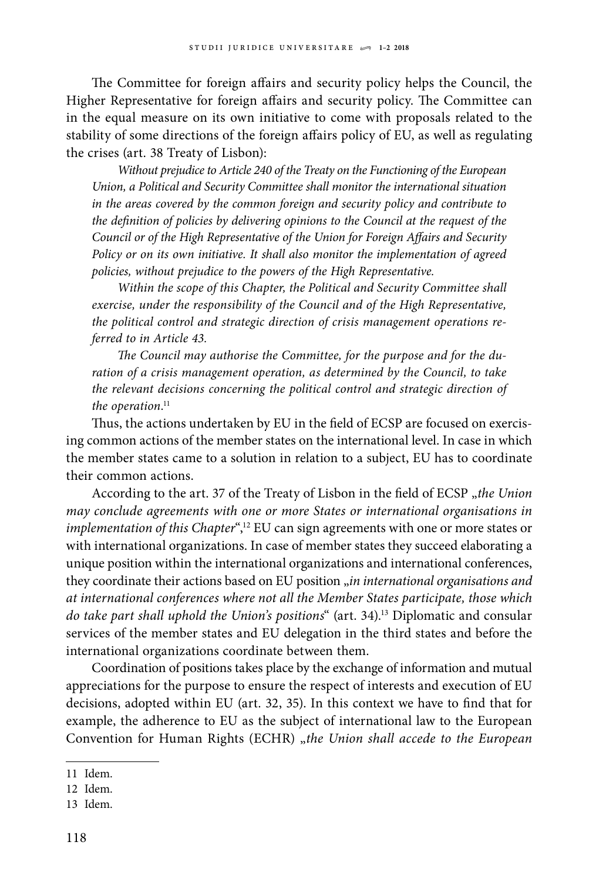The Committee for foreign affairs and security policy helps the Council, the Higher Representative for foreign affairs and security policy. The Committee can in the equal measure on its own initiative to come with proposals related to the stability of some directions of the foreign affairs policy of EU, as well as regulating the crises (art. 38 Treaty of Lisbon):

> *Without prejudice to Article 240 of the Treaty on the Functioning of the European Union, a Political and Security Committee shall monitor the international situation in the areas covered by the common foreign and security policy and contribute to the definition of policies by delivering opinions to the Council at the request of the Council or of the High Representative of the Union for Foreign Affairs and Security Policy or on its own initiative. It shall also monitor the implementation of agreed policies, without prejudice to the powers of the High Representative.*
>
> *Within the scope of this Chapter, the Political and Security Committee shall exercise, under the responsibility of the Council and of the High Representative, the political control and strategic direction of crisis management operations referred to in Article 43.*
>
> *The Council may authorise the Committee, for the purpose and for the duration of a crisis management operation, as determined by the Council, to take the relevant decisions concerning the political control and strategic direction of the operation.*[11]

Thus, the actions undertaken by EU in the field of ECSP are focused on exercising common actions of the member states on the international level. In case in which the member states came to a solution in relation to a subject, EU has to coordinate their common actions.

According to the art. 37 of the Treaty of Lisbon in the field of ECSP „*the Union may conclude agreements with one or more States or international organisations in implementation of this Chapter*",[12] EU can sign agreements with one or more states or with international organizations. In case of member states they succeed elaborating a unique position within the international organizations and international conferences, they coordinate their actions based on EU position „*in international organisations and at international conferences where not all the Member States participate, those which do take part shall uphold the Union's positions*" (art. 34).[13] Diplomatic and consular services of the member states and EU delegation in the third states and before the international organizations coordinate between them.

Coordination of positions takes place by the exchange of information and mutual appreciations for the purpose to ensure the respect of interests and execution of EU decisions, adopted within EU (art. 32, 35). In this context we have to find that for example, the adherence to EU as the subject of international law to the European Convention for Human Rights (ECHR) „*the Union shall accede to the European*

---

11 Idem.

12 Idem.

13 Idem.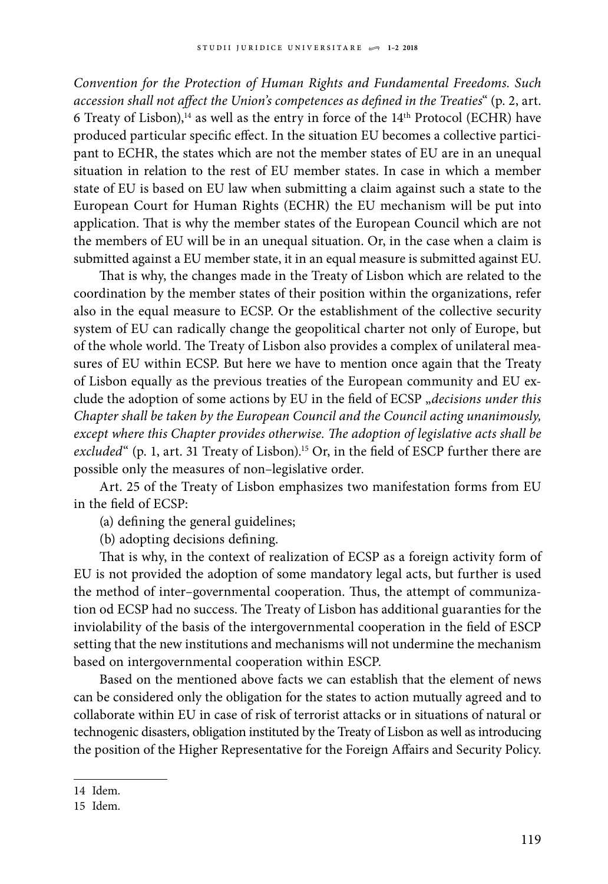*Convention for the Protection of Human Rights and Fundamental Freedoms. Such accession shall not affect the Union's competences as defined in the Treaties*" (p. 2, art. 6 Treaty of Lisbon),[14] as well as the entry in force of the 14th Protocol (ECHR) have produced particular specific effect. In the situation EU becomes a collective participant to ECHR, the states which are not the member states of EU are in an unequal situation in relation to the rest of EU member states. In case in which a member state of EU is based on EU law when submitting a claim against such a state to the European Court for Human Rights (ECHR) the EU mechanism will be put into application. That is why the member states of the European Council which are not the members of EU will be in an unequal situation. Or, in the case when a claim is submitted against a EU member state, it in an equal measure is submitted against EU.

That is why, the changes made in the Treaty of Lisbon which are related to the coordination by the member states of their position within the organizations, refer also in the equal measure to ECSP. Or the establishment of the collective security system of EU can radically change the geopolitical charter not only of Europe, but of the whole world. The Treaty of Lisbon also provides a complex of unilateral measures of EU within ECSP. But here we have to mention once again that the Treaty of Lisbon equally as the previous treaties of the European community and EU exclude the adoption of some actions by EU in the field of ECSP „*decisions under this Chapter shall be taken by the European Council and the Council acting unanimously, except where this Chapter provides otherwise. The adoption of legislative acts shall be excluded*" (p. 1, art. 31 Treaty of Lisbon).[15] Or, in the field of ESCP further there are possible only the measures of non–legislative order.

Art. 25 of the Treaty of Lisbon emphasizes two manifestation forms from EU in the field of ECSP:

(a) defining the general guidelines;

(b) adopting decisions defining.

That is why, in the context of realization of ECSP as a foreign activity form of EU is not provided the adoption of some mandatory legal acts, but further is used the method of inter–governmental cooperation. Thus, the attempt of communization od ECSP had no success. The Treaty of Lisbon has additional guaranties for the inviolability of the basis of the intergovernmental cooperation in the field of ESCP setting that the new institutions and mechanisms will not undermine the mechanism based on intergovernmental cooperation within ESCP.

Based on the mentioned above facts we can establish that the element of news can be considered only the obligation for the states to action mutually agreed and to collaborate within EU in case of risk of terrorist attacks or in situations of natural or technogenic disasters, obligation instituted by the Treaty of Lisbon as well as introducing the position of the Higher Representative for the Foreign Affairs and Security Policy.

---

14 Idem.

15 Idem.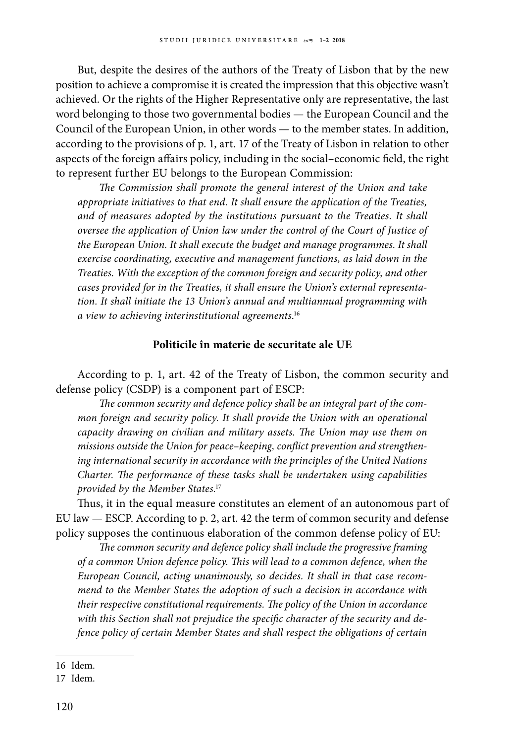But, despite the desires of the authors of the Treaty of Lisbon that by the new position to achieve a compromise it is created the impression that this objective wasn't achieved. Or the rights of the Higher Representative only are representative, the last word belonging to those two governmental bodies — the European Council and the Council of the European Union, in other words — to the member states. In addition, according to the provisions of p. 1, art. 17 of the Treaty of Lisbon in relation to other aspects of the foreign affairs policy, including in the social–economic field, the right to represent further EU belongs to the European Commission:

> *The Commission shall promote the general interest of the Union and take appropriate initiatives to that end. It shall ensure the application of the Treaties, and of measures adopted by the institutions pursuant to the Treaties. It shall oversee the application of Union law under the control of the Court of Justice of the European Union. It shall execute the budget and manage programmes. It shall exercise coordinating, executive and management functions, as laid down in the Treaties. With the exception of the common foreign and security policy, and other cases provided for in the Treaties, it shall ensure the Union's external representation. It shall initiate the 13 Union's annual and multiannual programming with a view to achieving interinstitutional agreements.*[16]

**Politicile în materie de securitate ale UE**

According to p. 1, art. 42 of the Treaty of Lisbon, the common security and defense policy (CSDP) is a component part of ESCP:

> *The common security and defence policy shall be an integral part of the common foreign and security policy. It shall provide the Union with an operational capacity drawing on civilian and military assets. The Union may use them on missions outside the Union for peace–keeping, conflict prevention and strengthening international security in accordance with the principles of the United Nations Charter. The performance of these tasks shall be undertaken using capabilities provided by the Member States.*[17]

Thus, it in the equal measure constitutes an element of an autonomous part of EU law — ESCP. According to p. 2, art. 42 the term of common security and defense policy supposes the continuous elaboration of the common defense policy of EU:

> *The common security and defence policy shall include the progressive framing of a common Union defence policy. This will lead to a common defence, when the European Council, acting unanimously, so decides. It shall in that case recommend to the Member States the adoption of such a decision in accordance with their respective constitutional requirements. The policy of the Union in accordance with this Section shall not prejudice the specific character of the security and defence policy of certain Member States and shall respect the obligations of certain*

---

16 Idem.

17 Idem.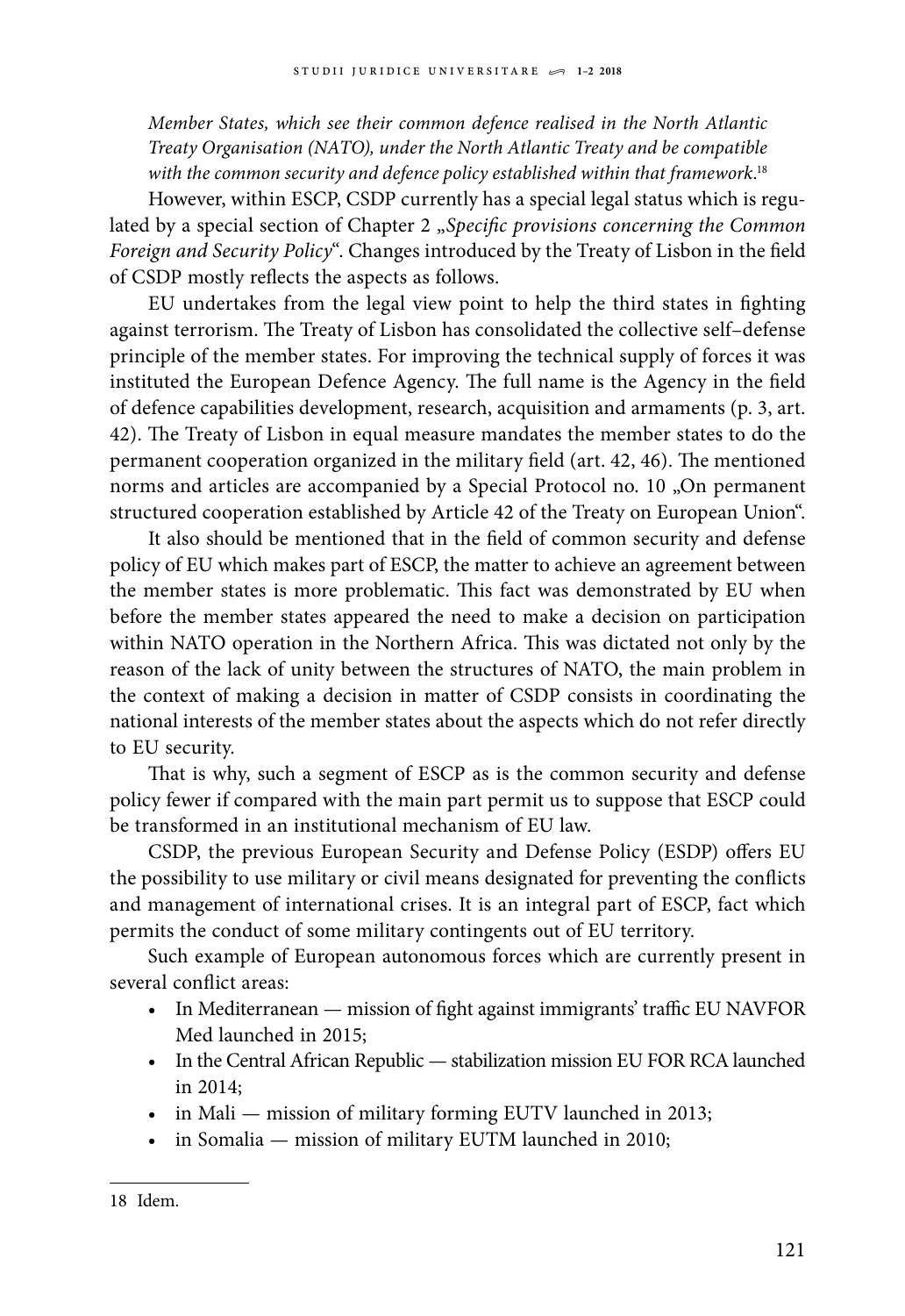*Member States, which see their common defence realised in the North Atlantic Treaty Organisation (NATO), under the North Atlantic Treaty and be compatible with the common security and defence policy established within that framework*.[18]

However, within ESCP, CSDP currently has a special legal status which is regulated by a special section of Chapter 2 „*Specific provisions concerning the Common Foreign and Security Policy*". Changes introduced by the Treaty of Lisbon in the field of CSDP mostly reflects the aspects as follows.

EU undertakes from the legal view point to help the third states in fighting against terrorism. The Treaty of Lisbon has consolidated the collective self–defense principle of the member states. For improving the technical supply of forces it was instituted the European Defence Agency. The full name is the Agency in the field of defence capabilities development, research, acquisition and armaments (p. 3, art. 42). The Treaty of Lisbon in equal measure mandates the member states to do the permanent cooperation organized in the military field (art. 42, 46). The mentioned norms and articles are accompanied by a Special Protocol no. 10 „On permanent structured cooperation established by Article 42 of the Treaty on European Union".

It also should be mentioned that in the field of common security and defense policy of EU which makes part of ESCP, the matter to achieve an agreement between the member states is more problematic. This fact was demonstrated by EU when before the member states appeared the need to make a decision on participation within NATO operation in the Northern Africa. This was dictated not only by the reason of the lack of unity between the structures of NATO, the main problem in the context of making a decision in matter of CSDP consists in coordinating the national interests of the member states about the aspects which do not refer directly to EU security.

That is why, such a segment of ESCP as is the common security and defense policy fewer if compared with the main part permit us to suppose that ESCP could be transformed in an institutional mechanism of EU law.

CSDP, the previous European Security and Defense Policy (ESDP) offers EU the possibility to use military or civil means designated for preventing the conflicts and management of international crises. It is an integral part of ESCP, fact which permits the conduct of some military contingents out of EU territory.

Such example of European autonomous forces which are currently present in several conflict areas:

- In Mediterranean — mission of fight against immigrants' traffic EU NAVFOR Med launched in 2015;
- In the Central African Republic — stabilization mission EU FOR RCA launched in 2014;
- in Mali — mission of military forming EUTV launched in 2013;
- in Somalia — mission of military EUTM launched in 2010;

---

18 Idem.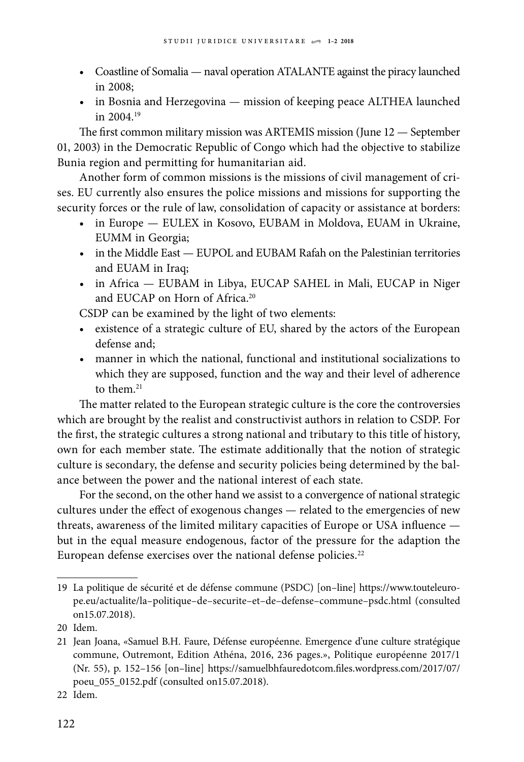- Coastline of Somalia — naval operation ATALANTE against the piracy launched in 2008;
- in Bosnia and Herzegovina — mission of keeping peace ALTHEA launched in 2004.[19]

The first common military mission was ARTEMIS mission (June 12 — September 01, 2003) in the Democratic Republic of Congo which had the objective to stabilize Bunia region and permitting for humanitarian aid.

Another form of common missions is the missions of civil management of crises. EU currently also ensures the police missions and missions for supporting the security forces or the rule of law, consolidation of capacity or assistance at borders:

- in Europe — EULEX in Kosovo, EUBAM in Moldova, EUAM in Ukraine, EUMM in Georgia;
- in the Middle East — EUPOL and EUBAM Rafah on the Palestinian territories and EUAM in Iraq;
- in Africa — EUBAM in Libya, EUCAP SAHEL in Mali, EUCAP in Niger and EUCAP on Horn of Africa.[20]

CSDP can be examined by the light of two elements:

- existence of a strategic culture of EU, shared by the actors of the European defense and;
- manner in which the national, functional and institutional socializations to which they are supposed, function and the way and their level of adherence to them.[21]

The matter related to the European strategic culture is the core the controversies which are brought by the realist and constructivist authors in relation to CSDP. For the first, the strategic cultures a strong national and tributary to this title of history, own for each member state. The estimate additionally that the notion of strategic culture is secondary, the defense and security policies being determined by the balance between the power and the national interest of each state.

For the second, on the other hand we assist to a convergence of national strategic cultures under the effect of exogenous changes — related to the emergencies of new threats, awareness of the limited military capacities of Europe or USA influence — but in the equal measure endogenous, factor of the pressure for the adaption the European defense exercises over the national defense policies.[22]

---

19 La politique de sécurité et de défense commune (PSDC) [on–line] https://www.toutelеurope.eu/actualite/la–politique–de–securite–et–de–defense–commune–psdc.html (consulted on15.07.2018).

20 Idem.

21 Jean Joana, «Samuel B.H. Faure, Défense européenne. Emergence d'une culture stratégique commune, Outremont, Edition Athéna, 2016, 236 pages.», Politique européenne 2017/1 (Nr. 55), p. 152–156 [on–line] https://samuelbhfauredotcom.files.wordpress.com/2017/07/poeu_055_0152.pdf (consulted on15.07.2018).

22 Idem.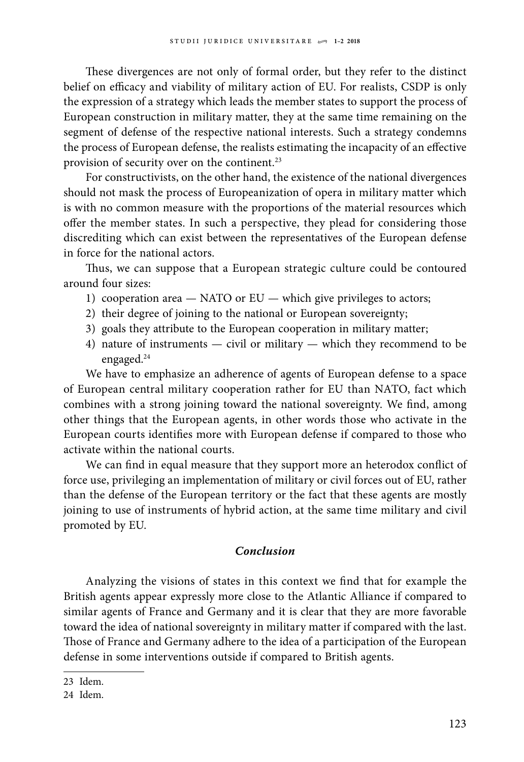These divergences are not only of formal order, but they refer to the distinct belief on efficacy and viability of military action of EU. For realists, CSDP is only the expression of a strategy which leads the member states to support the process of European construction in military matter, they at the same time remaining on the segment of defense of the respective national interests. Such a strategy condemns the process of European defense, the realists estimating the incapacity of an effective provision of security over on the continent.[23]

For constructivists, on the other hand, the existence of the national divergences should not mask the process of Europeanization of opera in military matter which is with no common measure with the proportions of the material resources which offer the member states. In such a perspective, they plead for considering those discrediting which can exist between the representatives of the European defense in force for the national actors.

Thus, we can suppose that a European strategic culture could be contoured around four sizes:

1) cooperation area — NATO or EU — which give privileges to actors;
2) their degree of joining to the national or European sovereignty;
3) goals they attribute to the European cooperation in military matter;
4) nature of instruments — civil or military — which they recommend to be engaged.[24]

We have to emphasize an adherence of agents of European defense to a space of European central military cooperation rather for EU than NATO, fact which combines with a strong joining toward the national sovereignty. We find, among other things that the European agents, in other words those who activate in the European courts identifies more with European defense if compared to those who activate within the national courts.

We can find in equal measure that they support more an heterodox conflict of force use, privileging an implementation of military or civil forces out of EU, rather than the defense of the European territory or the fact that these agents are mostly joining to use of instruments of hybrid action, at the same time military and civil promoted by EU.

### *Conclusion*

Analyzing the visions of states in this context we find that for example the British agents appear expressly more close to the Atlantic Alliance if compared to similar agents of France and Germany and it is clear that they are more favorable toward the idea of national sovereignty in military matter if compared with the last. Those of France and Germany adhere to the idea of a participation of the European defense in some interventions outside if compared to British agents.

---

23 Idem.

24 Idem.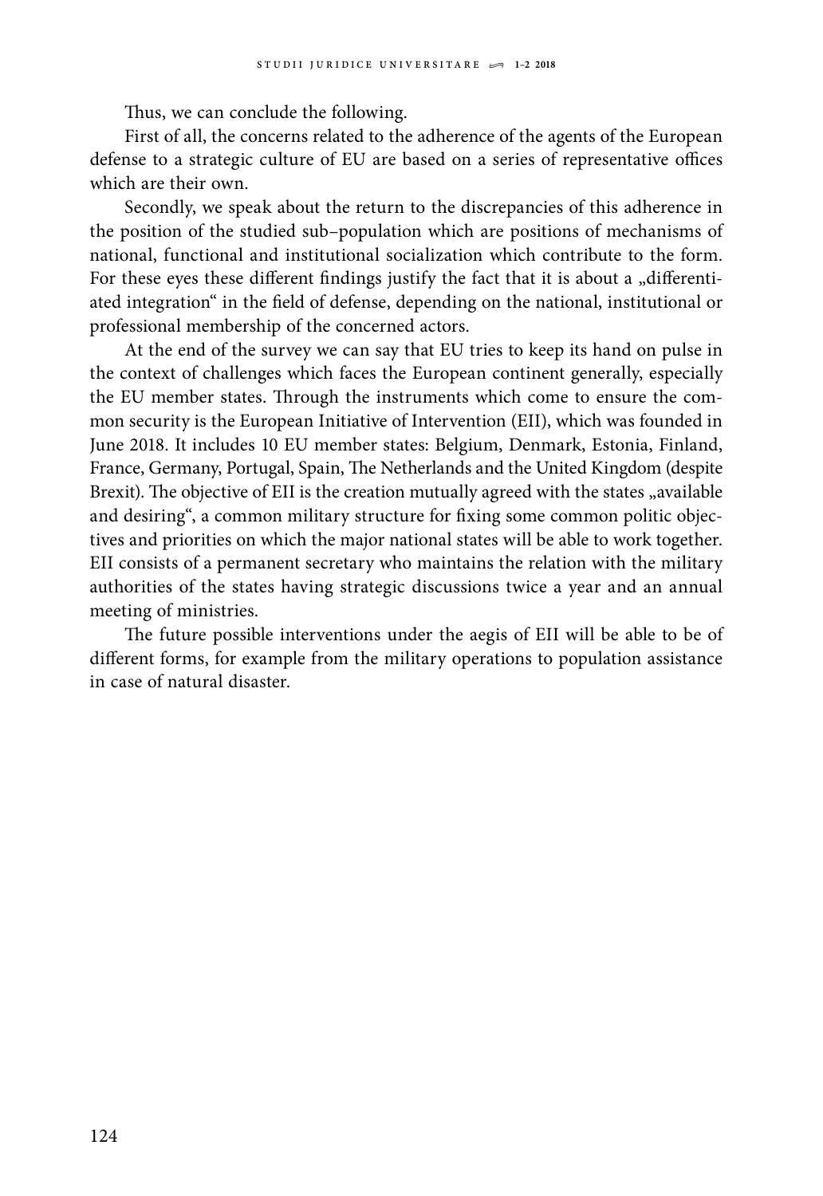Thus, we can conclude the following.

First of all, the concerns related to the adherence of the agents of the European defense to a strategic culture of EU are based on a series of representative offices which are their own.

Secondly, we speak about the return to the discrepancies of this adherence in the position of the studied sub–population which are positions of mechanisms of national, functional and institutional socialization which contribute to the form. For these eyes these different findings justify the fact that it is about a „differentiated integration" in the field of defense, depending on the national, institutional or professional membership of the concerned actors.

At the end of the survey we can say that EU tries to keep its hand on pulse in the context of challenges which faces the European continent generally, especially the EU member states. Through the instruments which come to ensure the common security is the European Initiative of Intervention (EII), which was founded in June 2018. It includes 10 EU member states: Belgium, Denmark, Estonia, Finland, France, Germany, Portugal, Spain, The Netherlands and the United Kingdom (despite Brexit). The objective of EII is the creation mutually agreed with the states „available and desiring", a common military structure for fixing some common politic objectives and priorities on which the major national states will be able to work together. EII consists of a permanent secretary who maintains the relation with the military authorities of the states having strategic discussions twice a year and an annual meeting of ministries.

The future possible interventions under the aegis of EII will be able to be of different forms, for example from the military operations to population assistance in case of natural disaster.